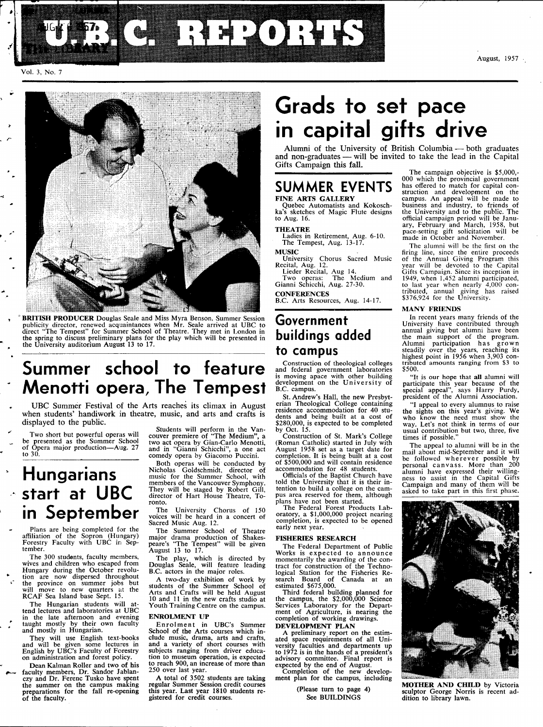# U.B.C. REPORTS

Vol. 3, No. 7

August, 1957

BRITISH PRODUCER Douglas Seale and Miss Myra Benson, Summer Session publicity director, renewed acquaintances when Mr. Seale arrived at UBC to direct "The Tempest" for Summer School of Theatre. They met in London in the spring to discuss preliminary plans for the play which will be presented in the University auditorium August 13 to 17.

# Summer school to feature Menotti opera, The Tempest

UBC Summer Festival of the Arts reaches its climax in August when students' handiwork in theatre, music, and arts and crafts is displayed to the public.

Two short but powerful operas will be presented as the Summer School of Opera major production—Aug. 27 to 30.

Students will perform in the Vancouver premiere of "The Medium", a two act opera by Gian-Carlo Menotti, and in "Gianni Schicchi", a one act comedy opera by Giacomo Puccini.

Both operas will be conducted by Nicholas Goldschmidt, director of music for the Summer School, with members of the Vancouver Symphony. They will be staged by Robert Gill, director of Hart House Theatre, Toronto.

The University Chorus of 150 voices will be heard in a concert of Sacred Music Aug. 12.

The Summer School of Theatre major drama production of Shakespeare's "The Tempest" will be given August 13 to 17.

The play, which is directed by Douglas Seale, will feature leading B.C. actors in the major roles.

A two-day exhibition of work by students of the Summer School of Arts and Crafts will be held August 10 and 11 in the new crafts studio at Youth Training Centre on the campus.

## ENROLMENT UP

Enrolment in UBC's Summer School of the Arts courses which include music, drama, arts and crafts, and a variety of short courses with subjects ranging from driver education to museum operation, is expected to reach 900, an increase of more than 250 over last year.

A total of 3502 students are taking regular Summer Session credit courses this year. Last year 1810 students registered for credit courses.

# Hungarians start at UBC in September

Plans are being completed for the affiliation of the Sopron (Hungary) Forestry Faculty with UBC in September.

The 300 students, faculty members, wives and children who escaped from Hungary during the October revolution are now dispersed throughout the province on summer jobs but will move to new quarters at the RCAF Sea Island base Sept. 15.

The Hungarian students will attend lectures and laboratories at UBC in the late afternoon and evening taught mostly by their own faculty and mostly in Hungarian.

They will use English text-books and will be given some lectures in English by UBC's Faculty of Forestry on administration and forest policy.

Dean Kalman Roller and two of his faculty members, Dr. Sandor Jablanczy and Dr. Ferenc Tusko have spent the summer on the campus making preparations for the fall re-opening of the faculty.

# Grads to set pace in capital gifts drive

Alumni of the University of British Columbia — both graduates and non-graduates — will be invited to take the lead in the Capital Gifts Campaign this fall.

## SUMMER EVENTS

**FINE ARTS GALLERY**

Quebec Automatists and Kokoschka's sketches of Magic Flute designs to Aug. 16.

**THEATRE**

Ladies in Retirement, Aug. 6-10.
The Tempest, Aug. 13-17.

**MUSIC**

University Chorus Sacred Music Recital, Aug. 12.
Lieder Recital, Aug 14.
Two operas: The Medium and Gianni Schicchi, Aug. 27-30.

**CONFERENCES**

B.C. Arts Resources, Aug. 14-17.

The campaign objective is $5,000,000 which the provincial government has offered to match for capital construction and development on the campus. An appeal will be made to business and industry, to friends of the University and to the public. The official campaign period will be January, February and March, 1958, but pace-setting gift solicitation will be made in October and November.

The alumni will be the first on the firing line, since the entire proceeds of the Annual Giving Program this year will be devoted to the Capital Gifts Campaign. Since its inception in 1949, when 1,452 alumni participated, to last year when nearly 4,000 contributed, annual giving has raised $376,924 for the University.

## MANY FRIENDS

In recent years many friends of the University have contributed through annual giving but alumni have been the main support of the program. Alumni participation has grown steadily over the years, reaching its highest point in 1956 when 3,903 contributed amounts ranging from $3 to $500.

"It is our hope that **all** alumni will participate this year because of the special appeal", says Harry Purdy, president of the Alumni Association.

"I appeal to every alumnus to raise the sights on this year's giving. We who know the need must show the way. Let's not think in terms of our usual contribution but two, three, five times if possible."

The appeal to alumni will be in the mail about mid-September and it will be followed wherever possible by personal canvass. More than 200 alumni have expressed their willingness to assist in the Capital Gifts Campaign and many of them will be asked to take part in this first phase.

# Government buildings added to campus

Construction of theological colleges and federal government laboratories is moving apace with other building development on the University of B.C. campus.

St. Andrew's Hall, the new Presbyterian Theological College containing residence accommodation for 40 students and being built at a cost of $280,000, is expected to be completed by Oct. 15.

Construction of St. Mark's College (Roman Catholic) started in July with August 1958 set as a target date for completion. It is being built at a cost of $500,000 and will contain residence accommodation for 48 students.

Officials of the Baptist Church have told the University that it is their intention to build a college on the campus area reserved for them, although plans have not been started.

The Federal Forest Products Laboratory, a $1,000,000 project nearing completion, is expected to be opened early next year.

## FISHERIES RESEARCH

The Federal Department of Public Works is expected to announce momentarily the awarding of the contract for construction of the Technological Station for the Fisheries Research Board of Canada at an estimated $675,000.

Third federal building planned for the campus, the $2,000,000 Science Services Laboratory for the Department of Agriculture, is nearing the completion of working drawings.

## DEVELOPMENT PLAN

A preliminary report on the estimated space requirements of all University faculties and departments up to 1972 is in the hands of a president's advisory committee. Final report is expected by the end of August.

Completion of the new development plan for the campus, including

(Please turn to page 4)
See BUILDINGS

MOTHER AND CHILD by Victoria sculptor George Norris is recent addition to library lawn.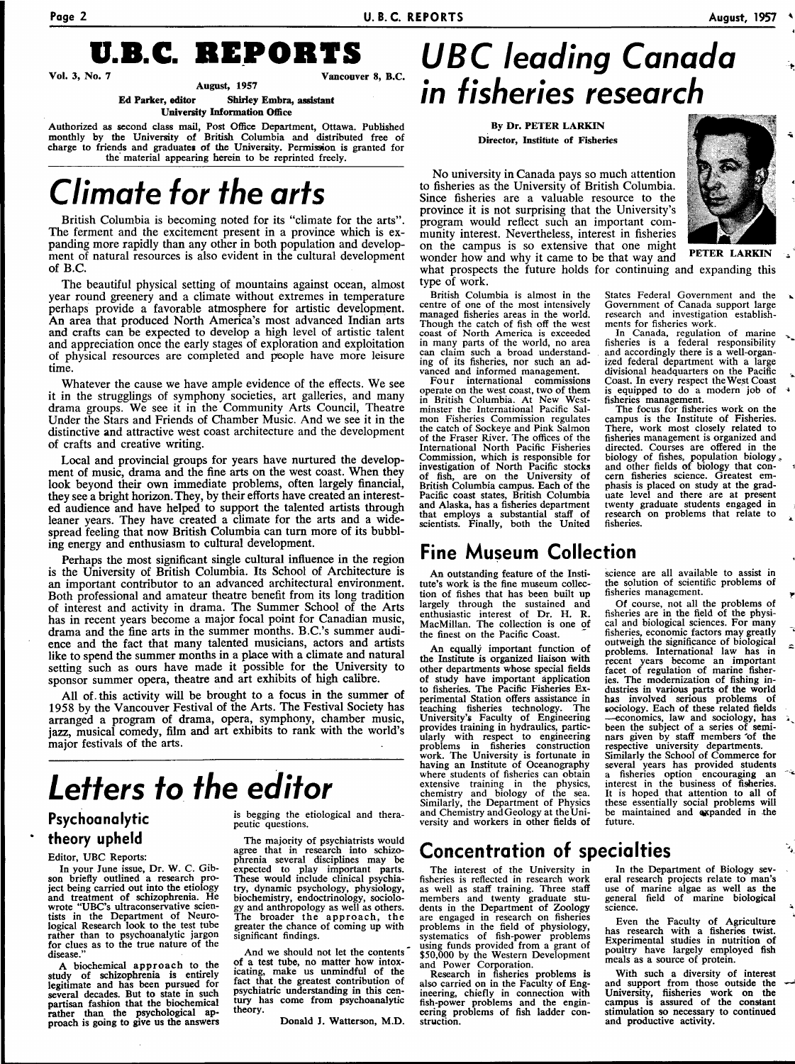# U.B.C. REPORTS

Vol. 3, No. 7 — Vancouver 8, B.C.

August, 1957

Ed Parker, editor — Shirley Embra, assistant

University Information Office

Authorized as second class mail, Post Office Department, Ottawa. Published monthly by the University of British Columbia and distributed free of charge to friends and graduates of the University. Permission is granted for the material appearing herein to be reprinted freely.

# Climate for the arts

British Columbia is becoming noted for its "climate for the arts". The ferment and the excitement present in a province which is expanding more rapidly than any other in both population and development of natural resources is also evident in the cultural development of B.C.

The beautiful physical setting of mountains against ocean, almost year round greenery and a climate without extremes in temperature perhaps provide a favorable atmosphere for artistic development. An area that produced North America's most advanced Indian arts and crafts can be expected to develop a high level of artistic talent and appreciation once the early stages of exploration and exploitation of physical resources are completed and people have more leisure time.

Whatever the cause we have ample evidence of the effects. We see it in the strugglings of symphony societies, art galleries, and many drama groups. We see it in the Community Arts Council, Theatre Under the Stars and Friends of Chamber Music. And we see it in the distinctive and attractive west coast architecture and the development of crafts and creative writing.

Local and provincial groups for years have nurtured the development of music, drama and the fine arts on the west coast. When they look beyond their own immediate problems, often largely financial, they see a bright horizon. They, by their efforts have created an interested audience and have helped to support the talented artists through leaner years. They have created a climate for the arts and a widespread feeling that now British Columbia can turn more of its bubbling energy and enthusiasm to cultural development.

Perhaps the most significant single cultural influence in the region is the University of British Columbia. Its School of Architecture is an important contributor to an advanced architectural environment. Both professional and amateur theatre benefit from its long tradition of interest and activity in drama. The Summer School of the Arts has in recent years become a major focal point for Canadian music, drama and the fine arts in the summer months. B.C.'s summer audience and the fact that many talented musicians, actors and artists like to spend the summer months in a place with a climate and natural setting such as ours have made it possible for the University to sponsor summer opera, theatre and art exhibits of high calibre.

All of this activity will be brought to a focus in the summer of 1958 by the Vancouver Festival of the Arts. The Festival Society has arranged a program of drama, opera, symphony, chamber music, jazz, musical comedy, film and art exhibits to rank with the world's major festivals of the arts.

# Letters to the editor

## Psychoanalytic theory upheld

Editor, UBC Reports:

In your June issue, Dr. W. C. Gibson briefly outlined a research project being carried out into the etiology and treatment of schizophrenia. He wrote "UBC's ultraconservative scientists in the Department of Neurological Research look to the test tube rather than to psychoanalytic jargon for clues as to the true nature of the disease."

A biochemical approach to the study of schizophrenia is entirely legitimate and has been pursued for several decades. But to state in such partisan fashion that the biochemical rather than the psychological approach is going to give us the answers is begging the etiological and therapeutic questions.

The majority of psychiatrists would agree that in research into schizophrenia several disciplines may be expected to play important parts. These would include clinical psychiatry, dynamic psychology, physiology, biochemistry, endocrinology, sociology and anthropology as well as others. The broader the approach, the greater the chance of coming up with significant findings.

And we should not let the contents of a test tube, no matter how intoxicating, make us unmindful of the fact that the greatest contribution of psychiatric understanding in this century has come from psychoanalytic theory.

Donald J. Watterson, M.D.

# UBC leading Canada in fisheries research

By Dr. PETER LARKIN
Director, Institute of Fisheries

PETER LARKIN

No university in Canada pays so much attention to fisheries as the University of British Columbia. Since fisheries are a valuable resource to the province it is not surprising that the University's program would reflect such an important community interest. Nevertheless, interest in fisheries on the campus is so extensive that one might wonder how and why it came to be that way and what prospects the future holds for continuing and expanding this type of work.

British Columbia is almost in the centre of one of the most intensively managed fisheries areas in the world. Though the catch of fish off the west coast of North America is exceeded in many parts of the world, no area can claim such a broad understanding of its fisheries, nor such an advanced and informed management.

Four international commissions operate on the west coast, two of them in British Columbia. At New Westminster the International Pacific Salmon Fisheries Commission regulates the catch of Sockeye and Pink Salmon of the Fraser River. The offices of the International North Pacific Fisheries Commission, which is responsible for investigation of North Pacific stocks of fish, are on the University of British Columbia campus. Each of the Pacific coast states, British Columbia and Alaska, has a fisheries department that employs a substantial staff of scientists. Finally, both the United States Federal Government and the Government of Canada support large research and investigation establishments for fisheries work.

In Canada, regulation of marine fisheries is a federal responsibility and accordingly there is a well-organized federal department with a large divisional headquarters on the Pacific Coast. In every respect the West Coast is equipped to do a modern job of fisheries management.

The focus for fisheries work on the campus is the Institute of Fisheries. There, work most closely related to fisheries management is organized and directed. Courses are offered in the biology of fishes, population biology, and other fields of biology that concern fisheries science. Greatest emphasis is placed on study at the graduate level and there are at present twenty graduate students engaged in research on problems that relate to fisheries.

## Fine Museum Collection

An outstanding feature of the Institute's work is the fine museum collection of fishes that has been built up largely through the sustained and enthusiastic interest of Dr. H. R. MacMillan. The collection is one of the finest on the Pacific Coast.

An equally important function of the Institute is organized liaison with other departments whose special fields of study have important application to fisheries. The Pacific Fisheries Experimental Station offers assistance in teaching fisheries technology. The University's Faculty of Engineering provides training in hydraulics, particularly with respect to engineering problems in fisheries construction work. The University is fortunate in having an Institute of Oceanography where students of fisheries can obtain extensive training in the physics, chemistry and biology of the sea. Similarly, the Department of Physics and Chemistry and Geology at the University and workers in other fields of science are all available to assist in the solution of scientific problems of fisheries management.

Of course, not all the problems of fisheries are in the field of the physical and biological sciences. For many fisheries, economic factors may greatly outweigh the significance of biological problems. International law has in recent years become an important facet of regulation of marine fisheries. The modernization of fishing industries in various parts of the world has involved serious problems of sociology. Each of these related fields —economics, law and sociology, has been the subject of a series of seminars given by staff members of the respective university departments. Similarly the School of Commerce for several years has provided students a fisheries option encouraging an interest in the business of fisheries. It is hoped that attention to all of these essentially social problems will be maintained and expanded in the future.

## Concentration of specialties

The interest of the University in fisheries is reflected in research work as well as staff training. Three staff members and twenty graduate students in the Department of Zoology are engaged in research on fisheries problems in the field of physiology, systematics of fish-power problems using funds provided from a grant of $50,000 by the Western Development and Power Corporation.

Research in fisheries problems is also carried on in the Faculty of Engineering, chiefly in connection with fish-power problems and the engineering problems of fish ladder construction.

In the Department of Biology several research projects relate to man's use of marine algae as well as the general field of marine biological science.

Even the Faculty of Agriculture has research with a fisheries twist. Experimental studies in nutrition of poultry have largely employed fish meals as a source of protein.

With such a diversity of interest and support from those outside the University, fisheries work on the campus is assured of the constant stimulation so necessary to continued and productive activity.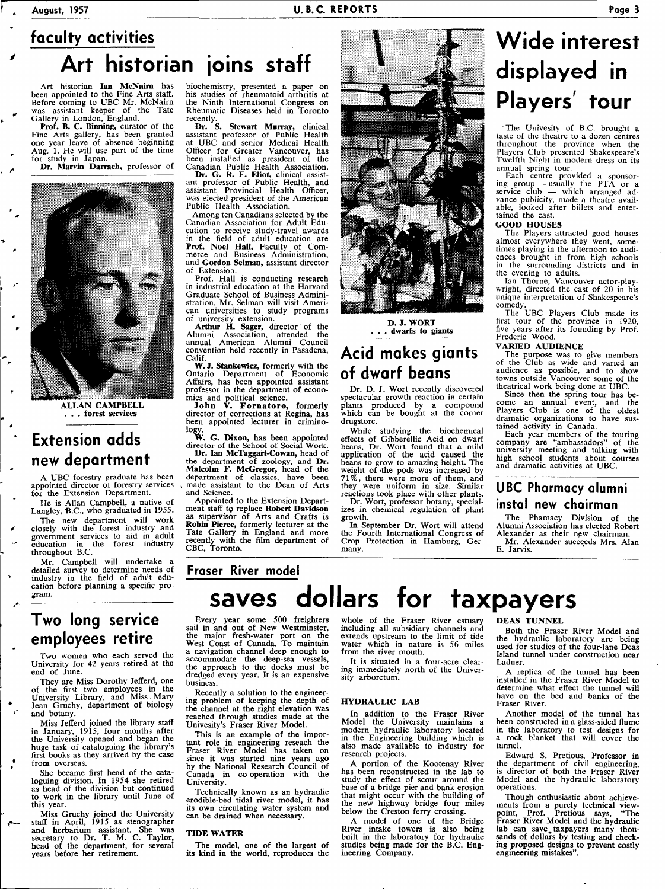## faculty activities

# Art historian joins staff

Art historian **Ian McNairn** has been appointed to the Fine Arts staff. Before coming to UBC Mr. McNairn was assistant keeper of the Tate Gallery in London, England.

**Prof. B. C. Binning,** curator of the Fine Arts gallery, has been granted one year leave of absence beginning Aug. 1. He will use part of the time for study in Japan.

**Dr. Marvin Darrach,** professor of biochemistry, presented a paper on his studies of rheumatoid arthritis at the Ninth International Congress on Rheumatic Diseases held in Toronto recently.

**Dr. S. Stewart Murray,** clinical assistant professor of Public Health at UBC and senior Medical Health Officer for Greater Vancouver, has been installed as president of the Canadian Public Health Association.

**Dr. G. R. F. Eliot,** clinical assistant professor of Public Health, and assistant Provincial Health Officer, was elected president of the American Public Health Association.

Among ten Canadians selected by the Canadian Association for Adult Education to receive study-travel awards in the field of adult education are **Prof. Noel Hall,** Faculty of Commerce and Business Administration, and **Gordon Selman,** assistant director of Extension.

Prof. Hall is conducting research in industrial education at the Harvard Graduate School of Business Administration. Mr. Selman will visit American universities to study programs of university extension.

**Arthur H. Sager,** director of the Alumni Association, attended the annual American Alumni Council convention held recently in Pasadena, Calif.

**W. J. Stankewicz,** formerly with the Ontario Department of Economic Affairs, has been appointed assistant professor in the department of economics and political science.

**John V. Fornataro,** formerly director of corrections at Regina, has been appointed lecturer in criminology.

**W. G. Dixon,** has been appointed director of the School of Social Work.

**Dr. Ian McTaggart-Cowan,** head of the department of zoology, and **Dr. Malcolm F. McGregor,** head of the department of classics, have been made assistant to the Dean of Arts and Science.

Appointed to the Extension Department staff to replace **Robert Davidson** as supervisor of Arts and Crafts is **Robin Pierce,** formerly lecturer at the Tate Gallery in England and more recently with the film department of CBC, Toronto.

ALLAN CAMPBELL
. . . forest services

## Extension adds new department

A UBC forestry graduate has been appointed director of forestry services for the Extension Department.

He is Allan Campbell, a native of Langley, B.C., who graduated in 1955.

The new department will work closely with the forest industry and government services to aid in adult education in the forest industry throughout B.C.

Mr. Campbell will undertake a detailed survey to determine needs of industry in the field of adult education before planning a specific program.

D. J. WORT
. . . dwarfs to giants

## Acid makes giants of dwarf beans

Dr. D. J. Wort recently discovered spectacular growth reaction in certain plants produced by a compound which can be bought at the corner drugstore.

While studying the biochemical effects of Gibberellic Acid on dwarf beans, Dr. Wort found that a mild application of the acid caused the beans to grow to amazing height. The weight of the pods was increased by 71%, there were more of them, and they were uniform in size. Similar reactions took place with other plants.

Dr. Wort, professor botany, specializes in chemical regulation of plant growth.

In September Dr. Wort will attend the Fourth International Congress of Crop Protection in Hamburg, Germany.

# Wide interest displayed in Players' tour

The Univesity of B.C. brought a taste of the theatre to a dozen centres throughout the province when the Players Club presented Shakespeare's Twelfth Night in modern dress on its annual spring tour.

Each centre provided a sponsoring group — usually the PTA or a service club — which arranged advance publicity, made a theatre available, looked after billets and entertained the cast.

### GOOD HOUSES

The Players attracted good houses almost everywhere they went, sometimes playing in the afternoon to audiences brought in from high schools in the surrounding districts and in the evening to adults.

Ian Thorne, Vancouver actor-playwright, directed the cast of 20 in his unique interpretation of Shakespeare's comedy.

The UBC Players Club made its first tour of the province in 1920, five years after its founding by Prof. Frederic Wood.

### VARIED AUDIENCE

The purpose was to give members of the Club as wide and varied an audience as possible, and to show towns outside Vancouver some of the theatrical work being done at UBC.

Since then the spring tour has become an annual event, and the Players Club is one of the oldest dramatic organizations to have sustained activity in Canada.

Each year members of the touring company are "ambassadors" of the university meeting and talking with high school students about courses and dramatic activities at UBC.

## UBC Pharmacy alumni instal new chairman

The Phamacy Division of the Alumni Association has elected Robert Alexander as their new chairman.

Mr. Alexander succeeds Mrs. Alan E. Jarvis.

## Two long service employees retire

Two women who each served the University for 42 years retired at the end of June.

They are Miss Dorothy Jefferd, one of the first two employees in the University Library, and Miss Mary Jean Gruchy, department of biology and botany.

Miss Jefferd joined the library staff in January, 1915, four months after the University opened and began the huge task of cataloguing the library's first books as they arrived by the case from overseas.

She became first head of the cataloguing division. In 1954 she retired as head of the division but continued to work in the library until June of this year.

Miss Gruchy joined the University staff in April, 1915 as stenographer and herbarium assistant. She was secretary to Dr. T. M. C. Taylor, head of the department, for several years before her retirement.

## Fraser River model

# saves dollars for taxpayers

Every year some 500 freighters sail in and out of New Westminster, the major fresh-water port on the West Coast of Canada. To maintain a navigation channel deep enough to accommodate the deep-sea vessels, the approach to the docks must be dredged every year. It is an expensive business.

Recently a solution to the engineering problem of keeping the depth of the channel at the right elevation was reached through studies made at the University's Fraser River Model.

This is an example of the important role in engineering reseach the Fraser River Model has taken on since it was started nine years ago by the National Research Council of Canada in co-operation with the University.

Technically known as an hydraulic erodible-bed tidal river model, it has its own circulating water system and can be drained when necessary.

### TIDE WATER

The model, one of the largest of its kind in the world, reproduces the whole of the Fraser River estuary including all subsidiary channels and extends upstream to the limit of tide water which in nature is 56 miles from the river mouth.

It is situated in a four-acre clearing immediately north of the University arboretum.

### HYDRAULIC LAB

In addition to the Fraser River Model the University maintains a modern hydraulic laboratory located in the Engineering building which is also made available to industry for research projects.

A portion of the Kootenay River has been reconstructed in the lab to study the effect of scour around the base of a bridge pier and bank erosion that might occur with the building of the new highway bridge four miles below the Creston ferry crossing.

A model of one of the Bridge River intake towers is also being built in the laboratory for hydraulic studies being made for the B.C. Engineering Company.

### DEAS TUNNEL

Both the Fraser River Model and the hydraulic laboratory are being used for studies of the four-lane Deas Island tunnel under construction near Ladner.

A replica of the tunnel has been installed in the Fraser River Model to determine what effect the tunnel will have on the bed and banks of the Fraser River.

Another model of the tunnel has been constructed in a glass-sided flume in the laboratory to test designs for a rock blanket that will cover the tunnel.

Edward S. Pretious, Professor in the department of civil engineering, is director of both the Fraser River Model and the hydraulic laboratory operations.

Though enthusiastic about achievements from a purely technical viewpoint, Prof. Pretious says, "The Fraser River Model and the hydraulic lab can save taxpayers many thousands of dollars by testing and checking proposed designs to prevent costly engineering mistakes".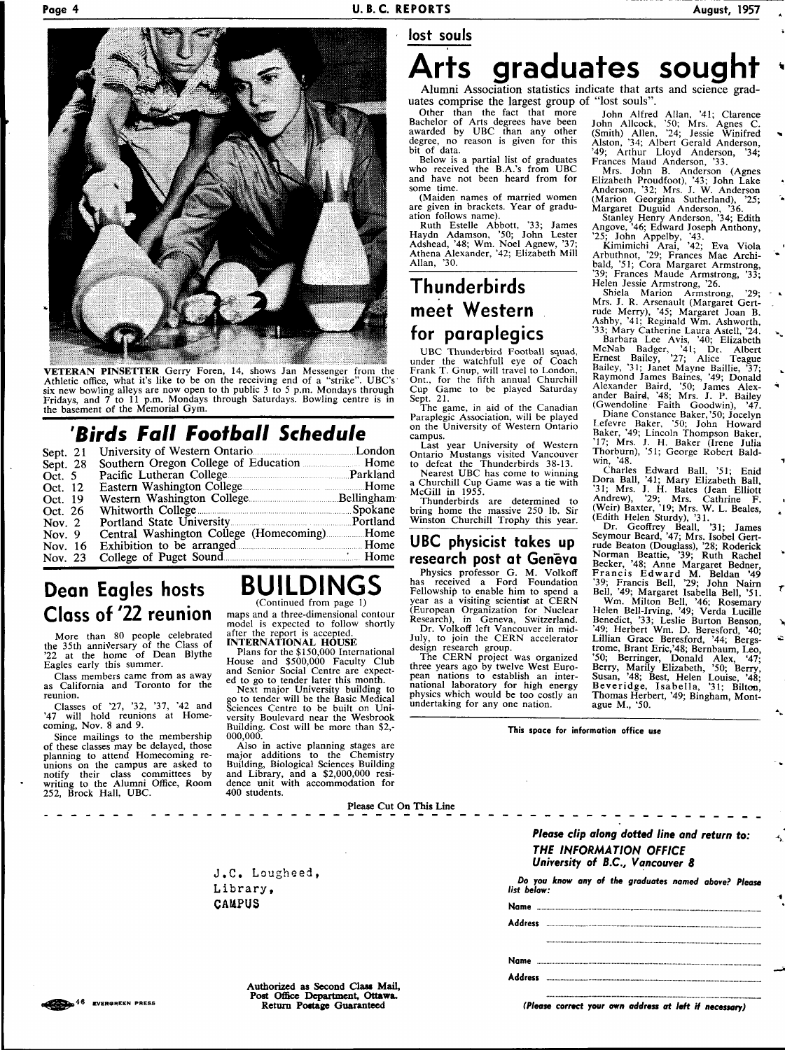VETERAN PINSETTER Gerry Foren, 14, shows Jan Messenger from the Athletic office, what it's like to be on the receiving end of a "strike". UBC's six new bowling alleys are now open to th public 3 to 5 p.m. Mondays through Fridays, and 7 to 11 p.m. Mondays through Saturdays. Bowling centre is in the basement of the Memorial Gym.

## 'Birds Fall Football Schedule

| | | |
|---|---|---|
| Sept. 21 | University of Western Ontario | London |
| Sept. 28 | Southern Oregon College of Education | Home |
| Oct. 5 | Pacific Lutheran College | Parkland |
| Oct. 12 | Eastern Washington College | Home |
| Oct. 19 | Western Washington College | Bellingham |
| Oct. 26 | Whitworth College | Spokane |
| Nov. 2 | Portland State University | Portland |
| Nov. 9 | Central Washington College (Homecoming) | Home |
| Nov. 16 | Exhibition to be arranged | Home |
| Nov. 23 | College of Puget Sound | Home |

## Dean Eagles hosts Class of '22 reunion

More than 80 people celebrated the 35th anniversary of the Class of '22 at the home of Dean Blythe Eagles early this summer.

Class members came from as away as California and Toronto for the reunion.

Classes of '27, '32, '37, '42 and '47 will hold reunions at Homecoming, Nov. 8 and 9.

Since mailings to the membership of these classes may be delayed, those planning to attend Homecoming reunions on the campus are asked to notify their class committees by writing to the Alumni Office, Room 252, Brock Hall, UBC.

## BUILDINGS

(Continued from page 1)

maps and a three-dimensional contour model is expected to follow shortly after the report is accepted.

**INTERNATIONAL HOUSE**

Plans for the $150,000 International House and $500,000 Faculty Club and Senior Social Centre are expected to go to tender later this month.

Next major University building to go to tender will be the Basic Medical Sciences Centre to be built on University Boulevard near the Wesbrook Building. Cost will be more than $2,000,000.

Also in active planning stages are major additions to the Chemistry Building, Biological Sciences Building and Library, and a $2,000,000 residence unit with accommodation for 400 students.

lost souls

# Arts graduates sought

Alumni Association statistics indicate that arts and science graduates comprise the largest group of "lost souls".

Other than the fact that more Bachelor of Arts degrees have been awarded by UBC than any other degree, no reason is given for this bit of data.

Below is a partial list of graduates who received the B.A.'s from UBC and have not been heard from for some time.

(Maiden names of married women are given in brackets. Year of graduation follows name).

Ruth Estelle Abbott, '33; James Haydn Adamson, '50; John Lester Adshead, '48; Wm. Noel Agnew, '37; Athena Alexander, '42; Elizabeth Mill Allan, '30.

John Alfred Allan, '41; Clarence John Allcock, '50; Mrs. Agnes C. (Smith) Allen, '24; Jessie Winifred Alston, '34; Albert Gerald Anderson, '49; Arthur Lloyd Anderson, '34; Frances Maud Anderson, '33.

Mrs. John B. Anderson (Agnes Elizabeth Proudfoot), '43; John Lake Anderson, '32; Mrs. J. W. Anderson (Marion Georgina Sutherland), '25; Margaret Duguid Anderson, '36.

Stanley Henry Anderson, '34; Edith Angove, '46; Edward Joseph Anthony, '25; John Appelby, '43.

Kimimichi Arai, '42; Eva Viola Arbuthnot, '29; Frances Mae Archibald, '51; Cora Margaret Armstrong, '39; Frances Maude Armstrong, '33; Helen Jessie Armstrong, '26.

Shiela Marion Armstrong, '29; Mrs. J. R. Arsenault (Margaret Gertrude Merry), '45; Margaret Joan B. Ashby, '41; Reginald Wm. Ashworth, '33; Mary Catherine Laura Astell, '24.

Barbara Lee Avis, '40; Elizabeth McNab Badger, '41; Dr. Albert Ernest Bailey, '27; Alice Teague Bailey, '31; Janet Mayne Baillie, '37; Raymond James Baines, '49; Donald Alexander Baird, '50; James Alexander Baird, '48; Mrs. J. P. Bailey (Gwendoline Faith Goodwin), '47.

Diane Constance Baker,'50; Jocelyn Lefevre Baker, '50; John Howard Baker, '49; Lincoln Thompson Baker, '17; Mrs. J. H. Baker (Irene Julia Thorburn), '51; George Robert Baldwin, '48.

Charles Edward Ball, '51; Enid Dora Ball, '41; Mary Elizabeth Ball, '31; Mrs. J. H. Bates (Jean Elliott Andrew), '29; Mrs. Cathrine F. (Weir) Baxter, '19; Mrs. W. L. Beales, (Edith Helen Sturdy), '31.

Dr. Geoffrey Beall, '31; James Seymour Beard, '47; Mrs. Isobel Gertrude Beaton (Douglass), '28; Roderick Norman Beattie, '39; Ruth Rachel Becker, '48; Anne Margaret Bedner, Francis Edward M. Beldan '49 '39; Francis Bell, '29; John Nairn Bell, '49; Margaret Isabella Bell, '51.

Wm. Milton Bell, '46; Rosemary Helen Bell-Irving, '49; Verda Lucille Benedict, '33; Leslie Burton Benson, '49; Herbert Wm. D. Beresford, '40; Lillian Grace Beresford, '44; Bergstrome, Brant Eric,'48; Bernbaum, Leo, '50; Berringer, Donald Alex, '47; Berry, Marily Elizabeth, '50; Berry, Susan, '48; Best, Helen Louise, '48; Beveridge, Isabella, '31; Bilton, Thomas Herbert, '49; Bingham, Montague M., '50.

## Thunderbirds meet Western for paraplegics

UBC Thunderbird Football squad, under the watchfull eye of Coach Frank T. Gnup, will travel to London, Ont., for the fifth annual Churchill Cup Game to be played Saturday Sept. 21.

The game, in aid of the Canadian Paraplegic Association, will be played on the University of Western Ontario campus.

Last year University of Western Ontario Mustangs visited Vancouver to defeat the Thunderbirds 38-13.

Nearest UBC has come to winning a Churchill Cup Game was a tie with McGill in 1955.

Thunderbirds are determined to bring home the massive 250 lb. Sir Winston Churchill Trophy this year.

## UBC physicist takes up research post at Genĕva

Physics professor G. M. Volkoff has received a Ford Foundation Fellowship to enable him to spend a year as a visiting scientist at CERN (European Organization for Nuclear Research), in Geneva, Switzerland.

Dr. Volkoff left Vancouver in mid-July, to join the CERN accelerator design research group.

The CERN project was organized three years ago by twelve West European nations to establish an international laboratory for high energy physics which would be too costly an undertaking for any one nation.

This space for information office use

Please Cut On This Line

J.C. Lougheed,
Library,
CAMPUS

Authorized as Second Class Mail,
Post Office Department, Ottawa.
Return Postage Guaranteed

***Please clip along dotted line and return to:***
***THE INFORMATION OFFICE***
***University of B.C., Vancouver 8***

*Do you know any of the graduates named above? Please list below:*

Name ..............................

Address ..............................

Name ..............................

Address ..............................

*(Please correct your own address at left if necessary)*

46 EVERGREEN PRESS